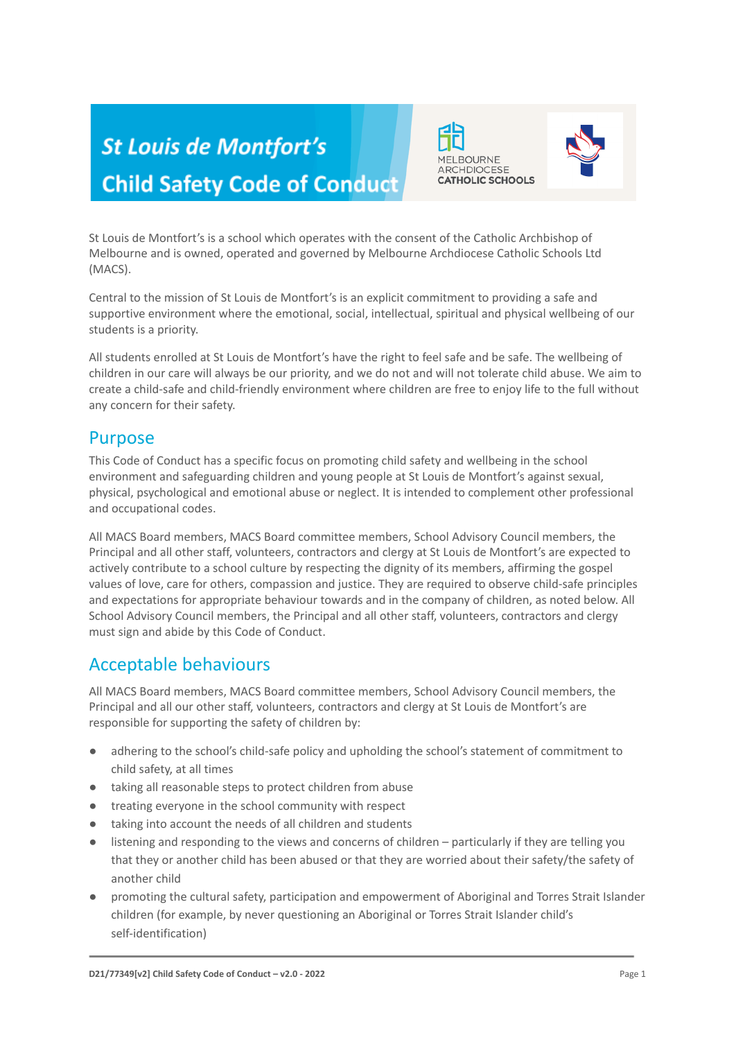# St Louis de Montfort's Child Safety Code of Conduct

MELBOURNE ARCHDIOCESE CATHOLIC SCHOOLS

St Louis de Montfort's is a school which operates with the consent of the Catholic Archbishop of Melbourne and is owned, operated and governed by Melbourne Archdiocese Catholic Schools Ltd (MACS).

Central to the mission of St Louis de Montfort's is an explicit commitment to providing a safe and supportive environment where the emotional, social, intellectual, spiritual and physical wellbeing of our students is a priority.

All students enrolled at St Louis de Montfort's have the right to feel safe and be safe. The wellbeing of children in our care will always be our priority, and we do not and will not tolerate child abuse. We aim to create a child-safe and child-friendly environment where children are free to enjoy life to the full without any concern for their safety.

## Purpose

This Code of Conduct has a specific focus on promoting child safety and wellbeing in the school environment and safeguarding children and young people at St Louis de Montfort's against sexual, physical, psychological and emotional abuse or neglect. It is intended to complement other professional and occupational codes.

All MACS Board members, MACS Board committee members, School Advisory Council members, the Principal and all other staff, volunteers, contractors and clergy at St Louis de Montfort's are expected to actively contribute to a school culture by respecting the dignity of its members, affirming the gospel values of love, care for others, compassion and justice. They are required to observe child-safe principles and expectations for appropriate behaviour towards and in the company of children, as noted below. All School Advisory Council members, the Principal and all other staff, volunteers, contractors and clergy must sign and abide by this Code of Conduct.

## Acceptable behaviours

All MACS Board members, MACS Board committee members, School Advisory Council members, the Principal and all our other staff, volunteers, contractors and clergy at St Louis de Montfort's are responsible for supporting the safety of children by:

- adhering to the school's child-safe policy and upholding the school's statement of commitment to child safety, at all times
- taking all reasonable steps to protect children from abuse
- treating everyone in the school community with respect
- taking into account the needs of all children and students
- listening and responding to the views and concerns of children – particularly if they are telling you that they or another child has been abused or that they are worried about their safety/the safety of another child
- promoting the cultural safety, participation and empowerment of Aboriginal and Torres Strait Islander children (for example, by never questioning an Aboriginal or Torres Strait Islander child's self-identification)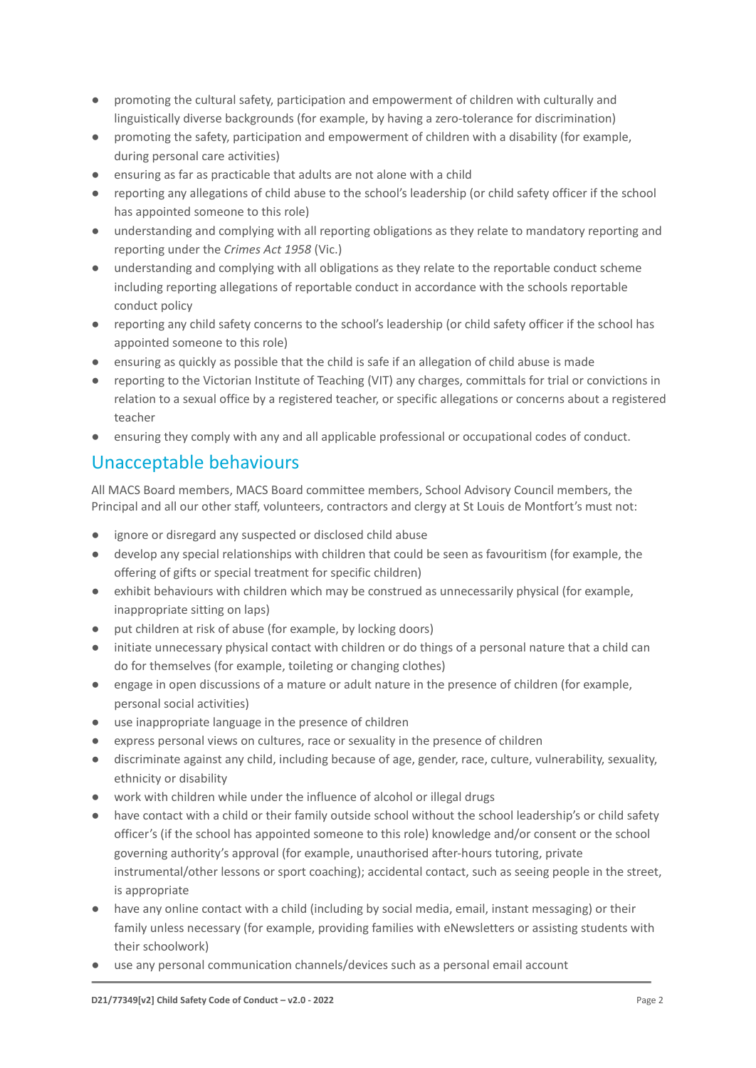- promoting the cultural safety, participation and empowerment of children with culturally and linguistically diverse backgrounds (for example, by having a zero-tolerance for discrimination)
- promoting the safety, participation and empowerment of children with a disability (for example, during personal care activities)
- ensuring as far as practicable that adults are not alone with a child
- reporting any allegations of child abuse to the school's leadership (or child safety officer if the school has appointed someone to this role)
- understanding and complying with all reporting obligations as they relate to mandatory reporting and reporting under the *Crimes Act 1958* (Vic.)
- understanding and complying with all obligations as they relate to the reportable conduct scheme including reporting allegations of reportable conduct in accordance with the schools reportable conduct policy
- reporting any child safety concerns to the school's leadership (or child safety officer if the school has appointed someone to this role)
- ensuring as quickly as possible that the child is safe if an allegation of child abuse is made
- reporting to the Victorian Institute of Teaching (VIT) any charges, committals for trial or convictions in relation to a sexual office by a registered teacher, or specific allegations or concerns about a registered teacher
- ensuring they comply with any and all applicable professional or occupational codes of conduct.

## Unacceptable behaviours

All MACS Board members, MACS Board committee members, School Advisory Council members, the Principal and all our other staff, volunteers, contractors and clergy at St Louis de Montfort's must not:

- ignore or disregard any suspected or disclosed child abuse
- develop any special relationships with children that could be seen as favouritism (for example, the offering of gifts or special treatment for specific children)
- exhibit behaviours with children which may be construed as unnecessarily physical (for example, inappropriate sitting on laps)
- put children at risk of abuse (for example, by locking doors)
- initiate unnecessary physical contact with children or do things of a personal nature that a child can do for themselves (for example, toileting or changing clothes)
- engage in open discussions of a mature or adult nature in the presence of children (for example, personal social activities)
- use inappropriate language in the presence of children
- express personal views on cultures, race or sexuality in the presence of children
- discriminate against any child, including because of age, gender, race, culture, vulnerability, sexuality, ethnicity or disability
- work with children while under the influence of alcohol or illegal drugs
- have contact with a child or their family outside school without the school leadership's or child safety officer's (if the school has appointed someone to this role) knowledge and/or consent or the school governing authority's approval (for example, unauthorised after-hours tutoring, private instrumental/other lessons or sport coaching); accidental contact, such as seeing people in the street, is appropriate
- have any online contact with a child (including by social media, email, instant messaging) or their family unless necessary (for example, providing families with eNewsletters or assisting students with their schoolwork)
- use any personal communication channels/devices such as a personal email account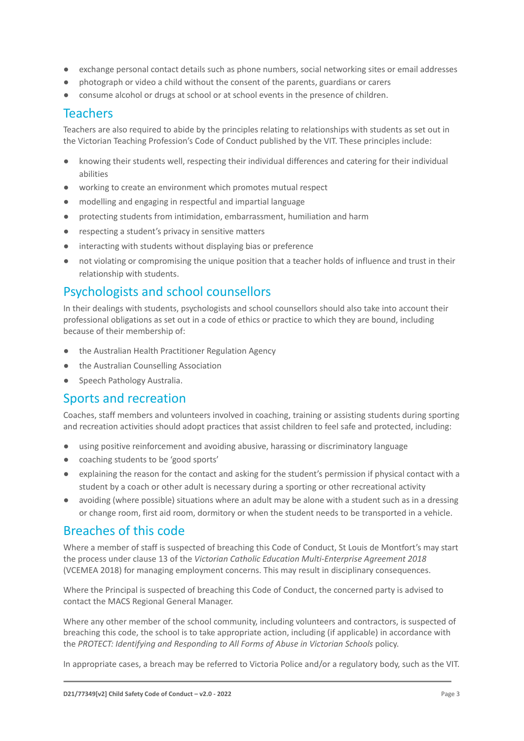- exchange personal contact details such as phone numbers, social networking sites or email addresses
- photograph or video a child without the consent of the parents, guardians or carers
- consume alcohol or drugs at school or at school events in the presence of children.

## Teachers

Teachers are also required to abide by the principles relating to relationships with students as set out in the Victorian Teaching Profession's Code of Conduct published by the VIT. These principles include:

- knowing their students well, respecting their individual differences and catering for their individual abilities
- working to create an environment which promotes mutual respect
- modelling and engaging in respectful and impartial language
- protecting students from intimidation, embarrassment, humiliation and harm
- respecting a student's privacy in sensitive matters
- interacting with students without displaying bias or preference
- not violating or compromising the unique position that a teacher holds of influence and trust in their relationship with students.

## Psychologists and school counsellors

In their dealings with students, psychologists and school counsellors should also take into account their professional obligations as set out in a code of ethics or practice to which they are bound, including because of their membership of:

- the Australian Health Practitioner Regulation Agency
- the Australian Counselling Association
- Speech Pathology Australia.

## Sports and recreation

Coaches, staff members and volunteers involved in coaching, training or assisting students during sporting and recreation activities should adopt practices that assist children to feel safe and protected, including:

- using positive reinforcement and avoiding abusive, harassing or discriminatory language
- coaching students to be 'good sports'
- explaining the reason for the contact and asking for the student's permission if physical contact with a student by a coach or other adult is necessary during a sporting or other recreational activity
- avoiding (where possible) situations where an adult may be alone with a student such as in a dressing or change room, first aid room, dormitory or when the student needs to be transported in a vehicle.

## Breaches of this code

Where a member of staff is suspected of breaching this Code of Conduct, St Louis de Montfort's may start the process under clause 13 of the *Victorian Catholic Education Multi-Enterprise Agreement 2018* (VCEMEA 2018) for managing employment concerns. This may result in disciplinary consequences.

Where the Principal is suspected of breaching this Code of Conduct, the concerned party is advised to contact the MACS Regional General Manager.

Where any other member of the school community, including volunteers and contractors, is suspected of breaching this code, the school is to take appropriate action, including (if applicable) in accordance with the *PROTECT: Identifying and Responding to All Forms of Abuse in Victorian Schools* policy.

In appropriate cases, a breach may be referred to Victoria Police and/or a regulatory body, such as the VIT.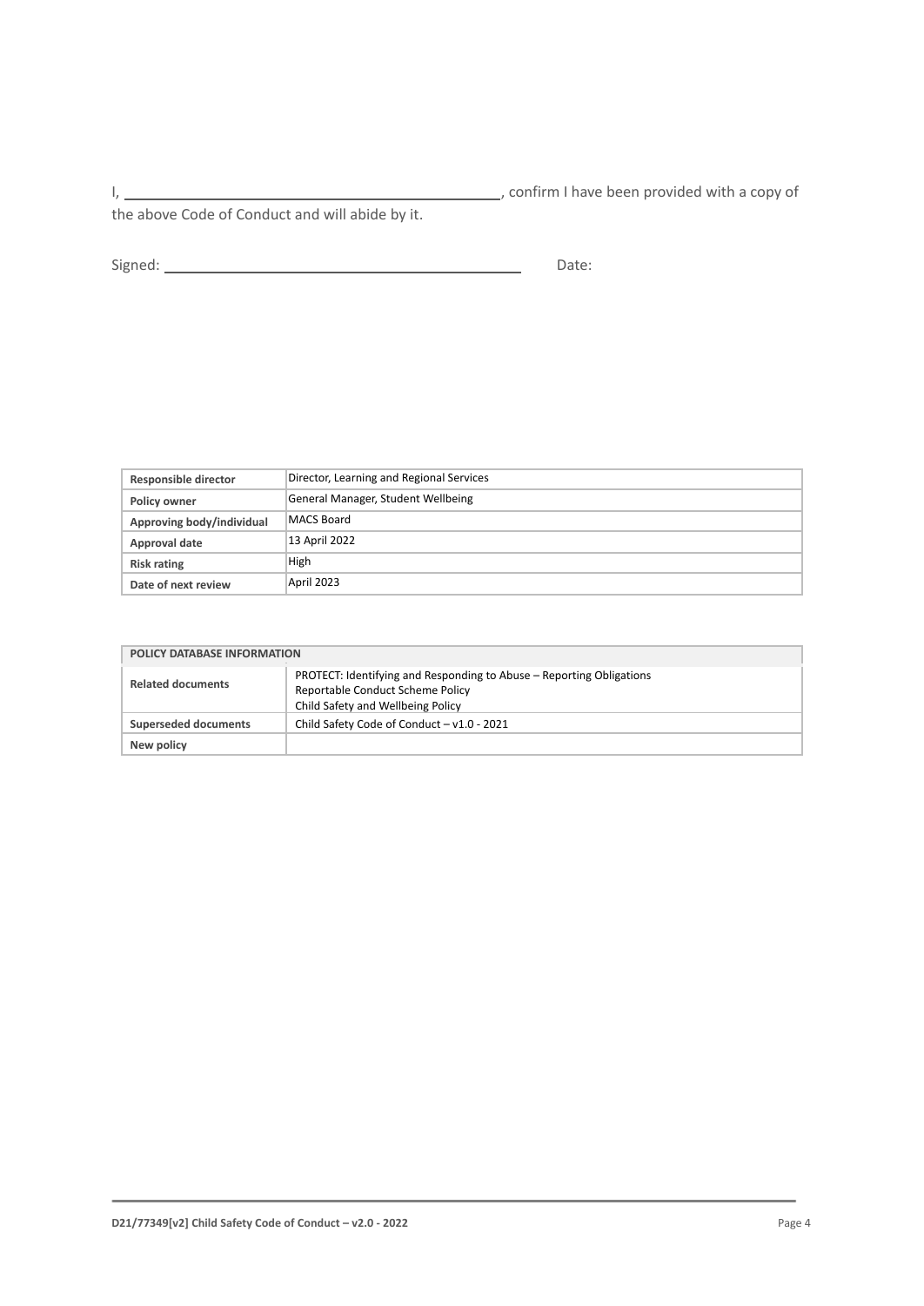I, ______________________________________________, confirm I have been provided with a copy of the above Code of Conduct and will abide by it.

Signed: ____________________________________________ Date:

| | |
|---|---|
| **Responsible director** | Director, Learning and Regional Services |
| **Policy owner** | General Manager, Student Wellbeing |
| **Approving body/individual** | MACS Board |
| **Approval date** | 13 April 2022 |
| **Risk rating** | High |
| **Date of next review** | April 2023 |

| **POLICY DATABASE INFORMATION** | |
|---|---|
| **Related documents** | PROTECT: Identifying and Responding to Abuse – Reporting Obligations<br>Reportable Conduct Scheme Policy<br>Child Safety and Wellbeing Policy |
| **Superseded documents** | Child Safety Code of Conduct – v1.0 - 2021 |
| **New policy** | |